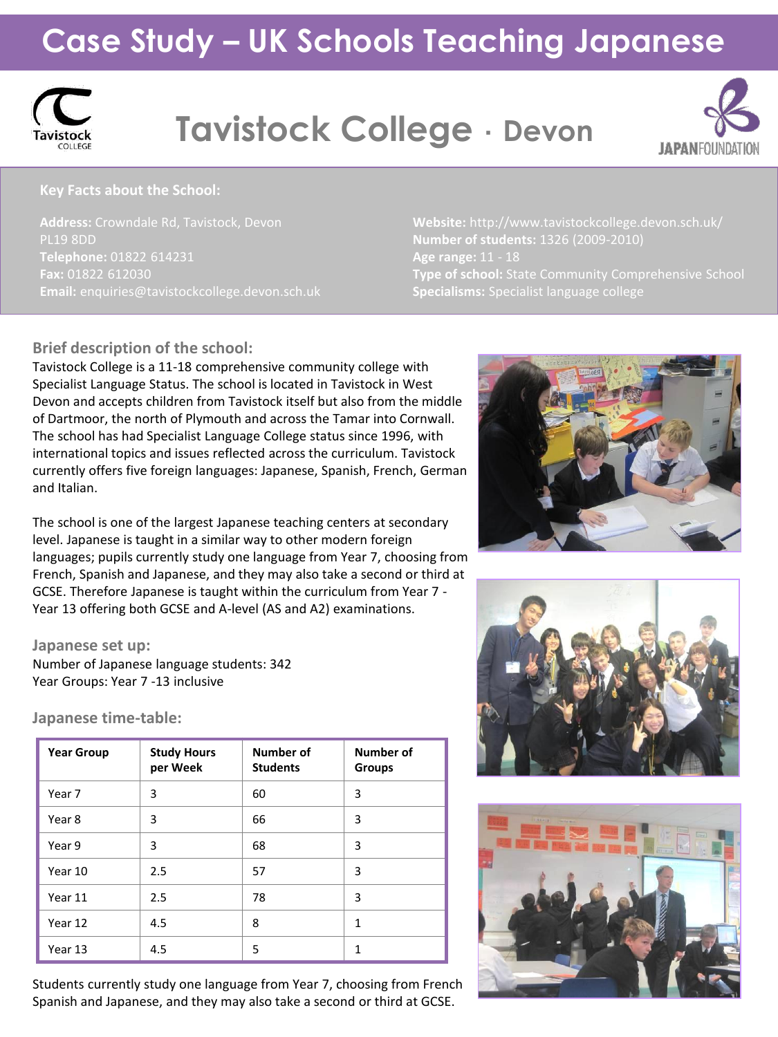# Case Study – UK Schools Teaching Japanese

## Tavistock College · Devon

### Key Facts about the School:

**Address:** Crowndale Rd, Tavistock, Devon PL19 8DD
**Telephone:** 01822 614231
**Fax:** 01822 612030
**Email:** enquiries@tavistockcollege.devon.sch.uk

**Website:** http://www.tavistockcollege.devon.sch.uk/
**Number of students:** 1326 (2009-2010)
**Age range:** 11 - 18
**Type of school:** State Community Comprehensive School
**Specialisms:** Specialist language college

### Brief description of the school:

Tavistock College is a 11-18 comprehensive community college with Specialist Language Status. The school is located in Tavistock in West Devon and accepts children from Tavistock itself but also from the middle of Dartmoor, the north of Plymouth and across the Tamar into Cornwall. The school has had Specialist Language College status since 1996, with international topics and issues reflected across the curriculum. Tavistock currently offers five foreign languages: Japanese, Spanish, French, German and Italian.

The school is one of the largest Japanese teaching centers at secondary level. Japanese is taught in a similar way to other modern foreign languages; pupils currently study one language from Year 7, choosing from French, Spanish and Japanese, and they may also take a second or third at GCSE. Therefore Japanese is taught within the curriculum from Year 7 - Year 13 offering both GCSE and A-level (AS and A2) examinations.

### Japanese set up:

Number of Japanese language students: 342
Year Groups: Year 7 -13 inclusive

### Japanese time-table:

| Year Group | Study Hours per Week | Number of Students | Number of Groups |
|---|---|---|---|
| Year 7 | 3 | 60 | 3 |
| Year 8 | 3 | 66 | 3 |
| Year 9 | 3 | 68 | 3 |
| Year 10 | 2.5 | 57 | 3 |
| Year 11 | 2.5 | 78 | 3 |
| Year 12 | 4.5 | 8 | 1 |
| Year 13 | 4.5 | 5 | 1 |

Students currently study one language from Year 7, choosing from French Spanish and Japanese, and they may also take a second or third at GCSE.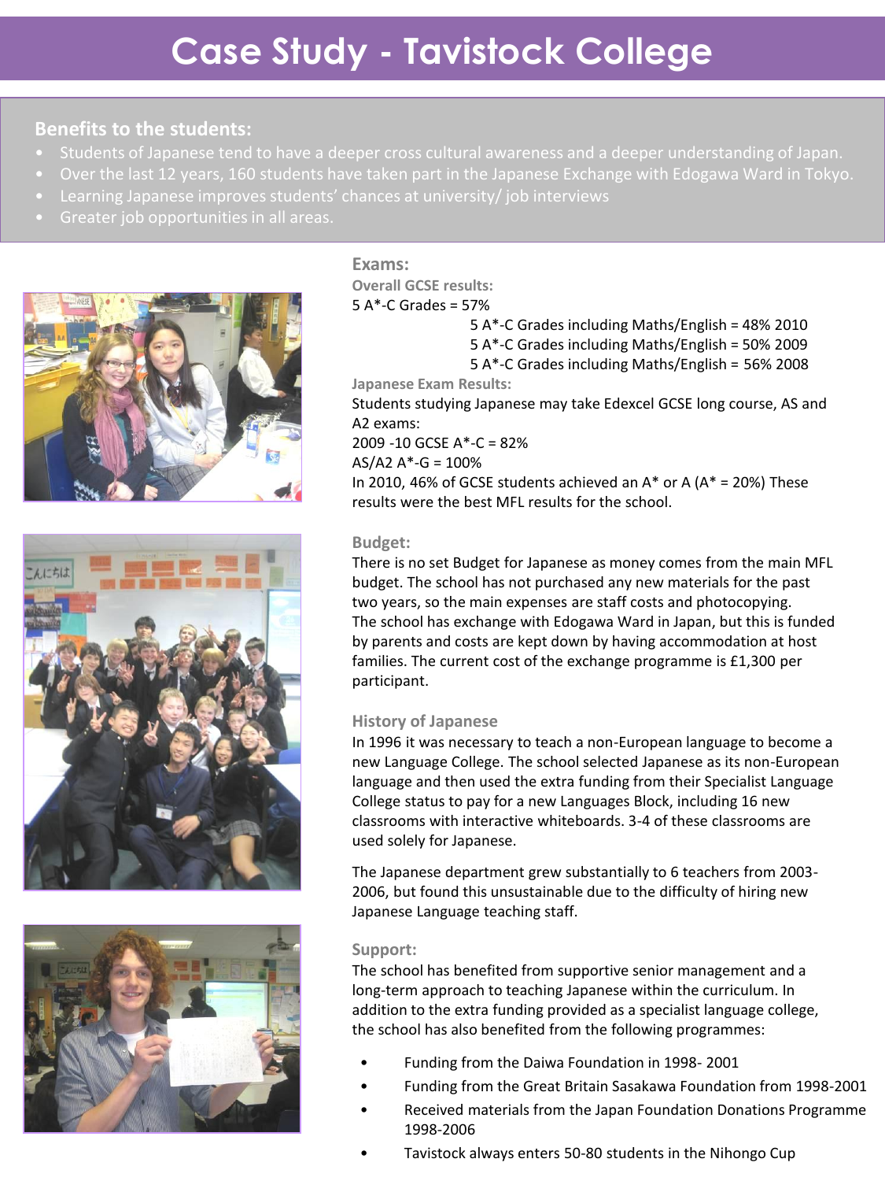# Case Study - Tavistock College

## Benefits to the students:

- Students of Japanese tend to have a deeper cross cultural awareness and a deeper understanding of Japan.
- Over the last 12 years, 160 students have taken part in the Japanese Exchange with Edogawa Ward in Tokyo.
- Learning Japanese improves students' chances at university/ job interviews
- Greater job opportunities in all areas.

### Exams:

**Overall GCSE results:**

5 A*-C Grades = 57%

5 A*-C Grades including Maths/English = 48% 2010
5 A*-C Grades including Maths/English = 50% 2009
5 A*-C Grades including Maths/English = 56% 2008

**Japanese Exam Results:**

Students studying Japanese may take Edexcel GCSE long course, AS and A2 exams:

2009 -10 GCSE A*-C = 82%
AS/A2 A*-G = 100%

In 2010, 46% of GCSE students achieved an A* or A (A* = 20%) These results were the best MFL results for the school.

### Budget:

There is no set Budget for Japanese as money comes from the main MFL budget. The school has not purchased any new materials for the past two years, so the main expenses are staff costs and photocopying. The school has exchange with Edogawa Ward in Japan, but this is funded by parents and costs are kept down by having accommodation at host families. The current cost of the exchange programme is £1,300 per participant.

### History of Japanese

In 1996 it was necessary to teach a non-European language to become a new Language College. The school selected Japanese as its non-European language and then used the extra funding from their Specialist Language College status to pay for a new Languages Block, including 16 new classrooms with interactive whiteboards. 3-4 of these classrooms are used solely for Japanese.

The Japanese department grew substantially to 6 teachers from 2003-2006, but found this unsustainable due to the difficulty of hiring new Japanese Language teaching staff.

### Support:

The school has benefited from supportive senior management and a long-term approach to teaching Japanese within the curriculum. In addition to the extra funding provided as a specialist language college, the school has also benefited from the following programmes:

- Funding from the Daiwa Foundation in 1998- 2001
- Funding from the Great Britain Sasakawa Foundation from 1998-2001
- Received materials from the Japan Foundation Donations Programme 1998-2006
- Tavistock always enters 50-80 students in the Nihongo Cup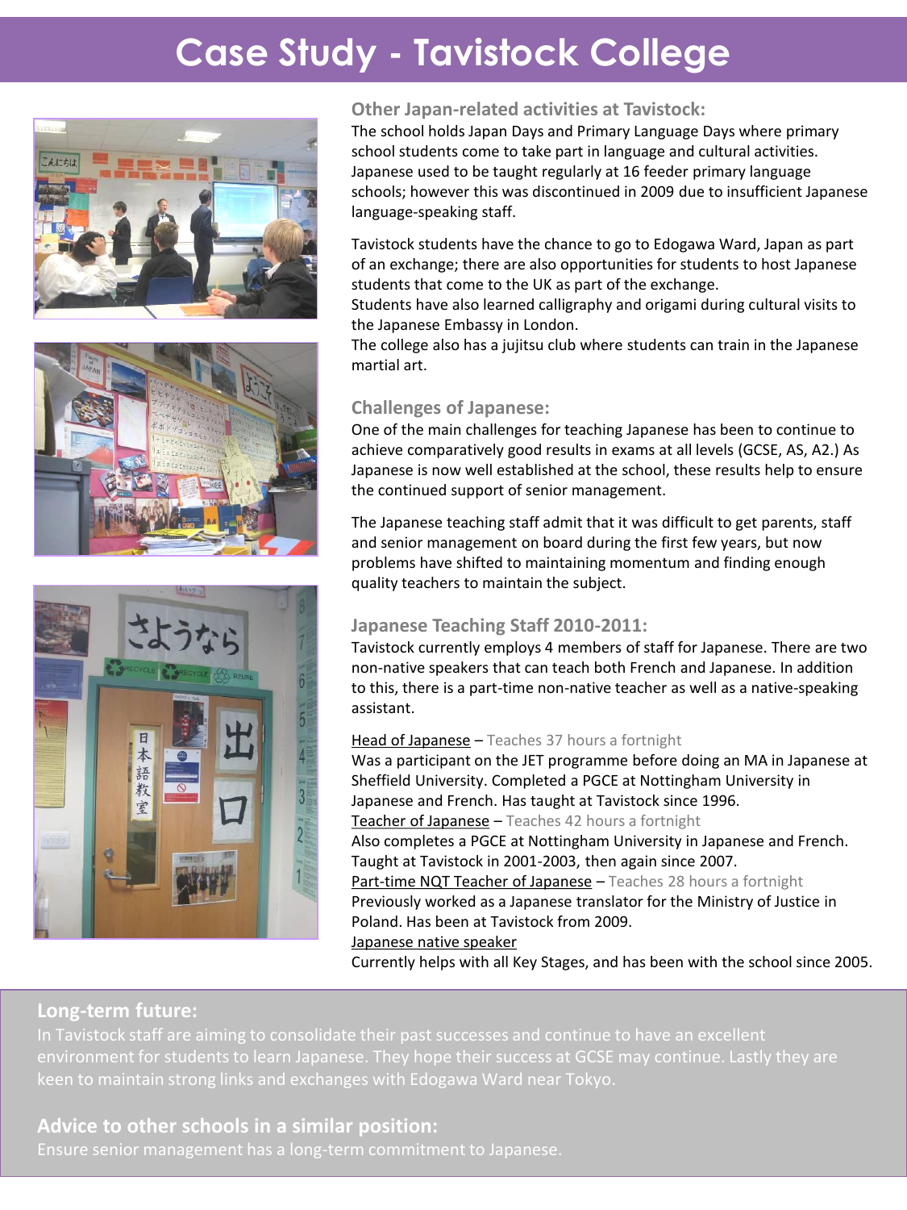# Case Study - Tavistock College

## Other Japan-related activities at Tavistock:

The school holds Japan Days and Primary Language Days where primary school students come to take part in language and cultural activities. Japanese used to be taught regularly at 16 feeder primary language schools; however this was discontinued in 2009 due to insufficient Japanese language-speaking staff.

Tavistock students have the chance to go to Edogawa Ward, Japan as part of an exchange; there are also opportunities for students to host Japanese students that come to the UK as part of the exchange.
Students have also learned calligraphy and origami during cultural visits to the Japanese Embassy in London.
The college also has a jujitsu club where students can train in the Japanese martial art.

## Challenges of Japanese:

One of the main challenges for teaching Japanese has been to continue to achieve comparatively good results in exams at all levels (GCSE, AS, A2.) As Japanese is now well established at the school, these results help to ensure the continued support of senior management.

The Japanese teaching staff admit that it was difficult to get parents, staff and senior management on board during the first few years, but now problems have shifted to maintaining momentum and finding enough quality teachers to maintain the subject.

## Japanese Teaching Staff 2010-2011:

Tavistock currently employs 4 members of staff for Japanese. There are two non-native speakers that can teach both French and Japanese. In addition to this, there is a part-time non-native teacher as well as a native-speaking assistant.

Head of Japanese – Teaches 37 hours a fortnight
Was a participant on the JET programme before doing an MA in Japanese at Sheffield University. Completed a PGCE at Nottingham University in Japanese and French. Has taught at Tavistock since 1996.

Teacher of Japanese – Teaches 42 hours a fortnight
Also completes a PGCE at Nottingham University in Japanese and French. Taught at Tavistock in 2001-2003, then again since 2007.

Part-time NQT Teacher of Japanese – Teaches 28 hours a fortnight
Previously worked as a Japanese translator for the Ministry of Justice in Poland. Has been at Tavistock from 2009.

Japanese native speaker
Currently helps with all Key Stages, and has been with the school since 2005.

## Long-term future:

In Tavistock staff are aiming to consolidate their past successes and continue to have an excellent environment for students to learn Japanese. They hope their success at GCSE may continue. Lastly they are keen to maintain strong links and exchanges with Edogawa Ward near Tokyo.

## Advice to other schools in a similar position:

Ensure senior management has a long-term commitment to Japanese.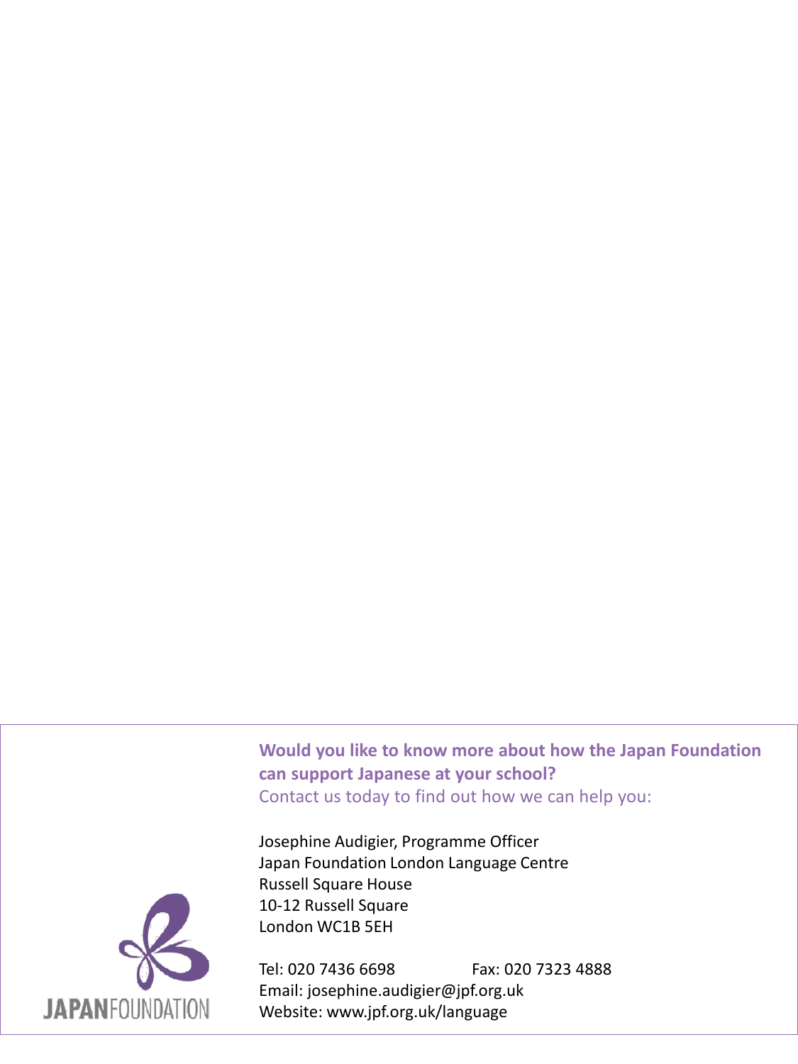**Would you like to know more about how the Japan Foundation can support Japanese at your school?**

Contact us today to find out how we can help you:

Josephine Audigier, Programme Officer
Japan Foundation London Language Centre
Russell Square House
10-12 Russell Square
London WC1B 5EH

Tel: 020 7436 6698 Fax: 020 7323 4888
Email: josephine.audigier@jpf.org.uk
Website: www.jpf.org.uk/language

JAPANFOUNDATION